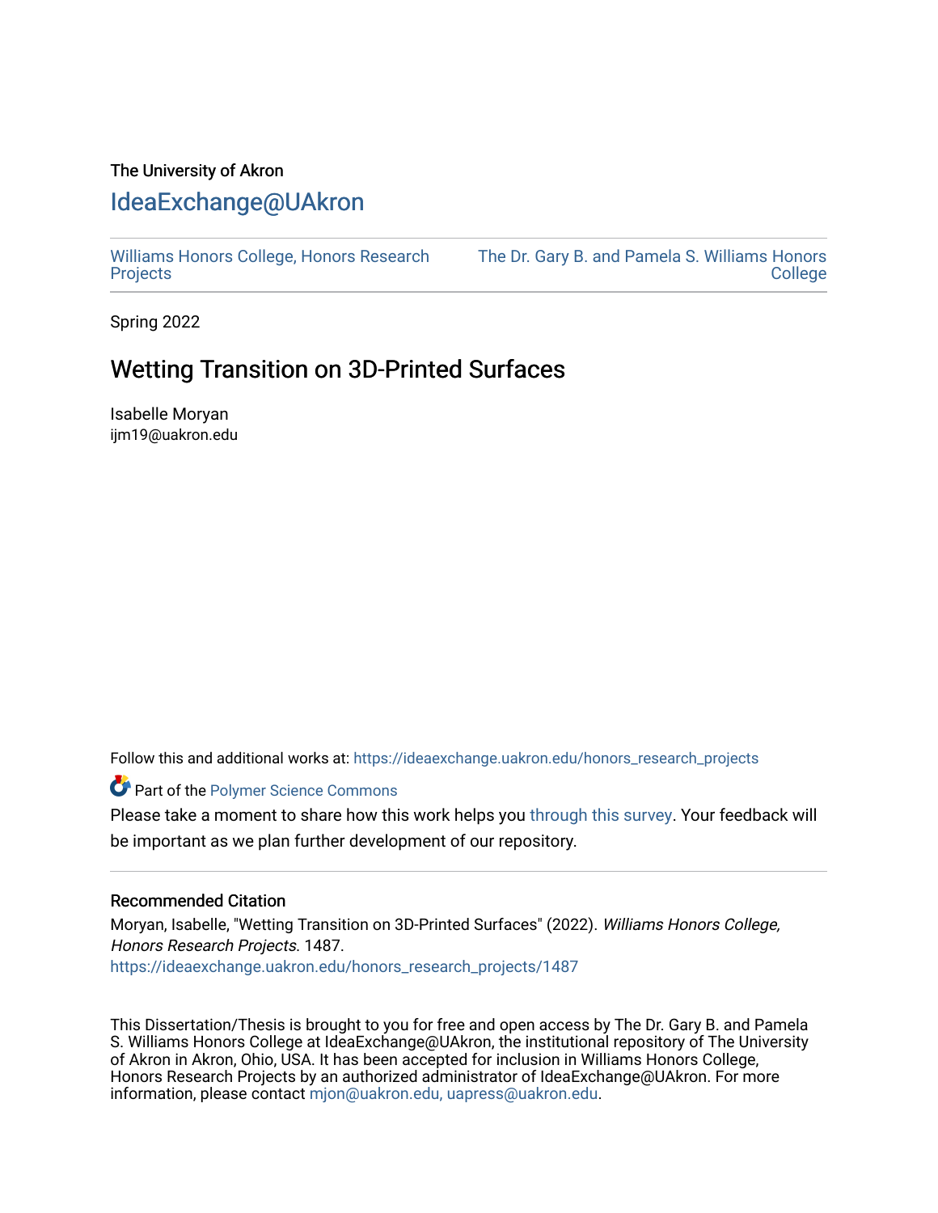The University of Akron

# IdeaExchange@UAkron

Williams Honors College, Honors Research Projects

The Dr. Gary B. and Pamela S. Williams Honors College

Spring 2022

## Wetting Transition on 3D-Printed Surfaces

Isabelle Moryan
ijm19@uakron.edu

Follow this and additional works at: https://ideaexchange.uakron.edu/honors_research_projects

Part of the Polymer Science Commons

Please take a moment to share how this work helps you through this survey. Your feedback will be important as we plan further development of our repository.

### Recommended Citation

Moryan, Isabelle, "Wetting Transition on 3D-Printed Surfaces" (2022). *Williams Honors College, Honors Research Projects*. 1487.
https://ideaexchange.uakron.edu/honors_research_projects/1487

This Dissertation/Thesis is brought to you for free and open access by The Dr. Gary B. and Pamela S. Williams Honors College at IdeaExchange@UAkron, the institutional repository of The University of Akron in Akron, Ohio, USA. It has been accepted for inclusion in Williams Honors College, Honors Research Projects by an authorized administrator of IdeaExchange@UAkron. For more information, please contact mjon@uakron.edu, uapress@uakron.edu.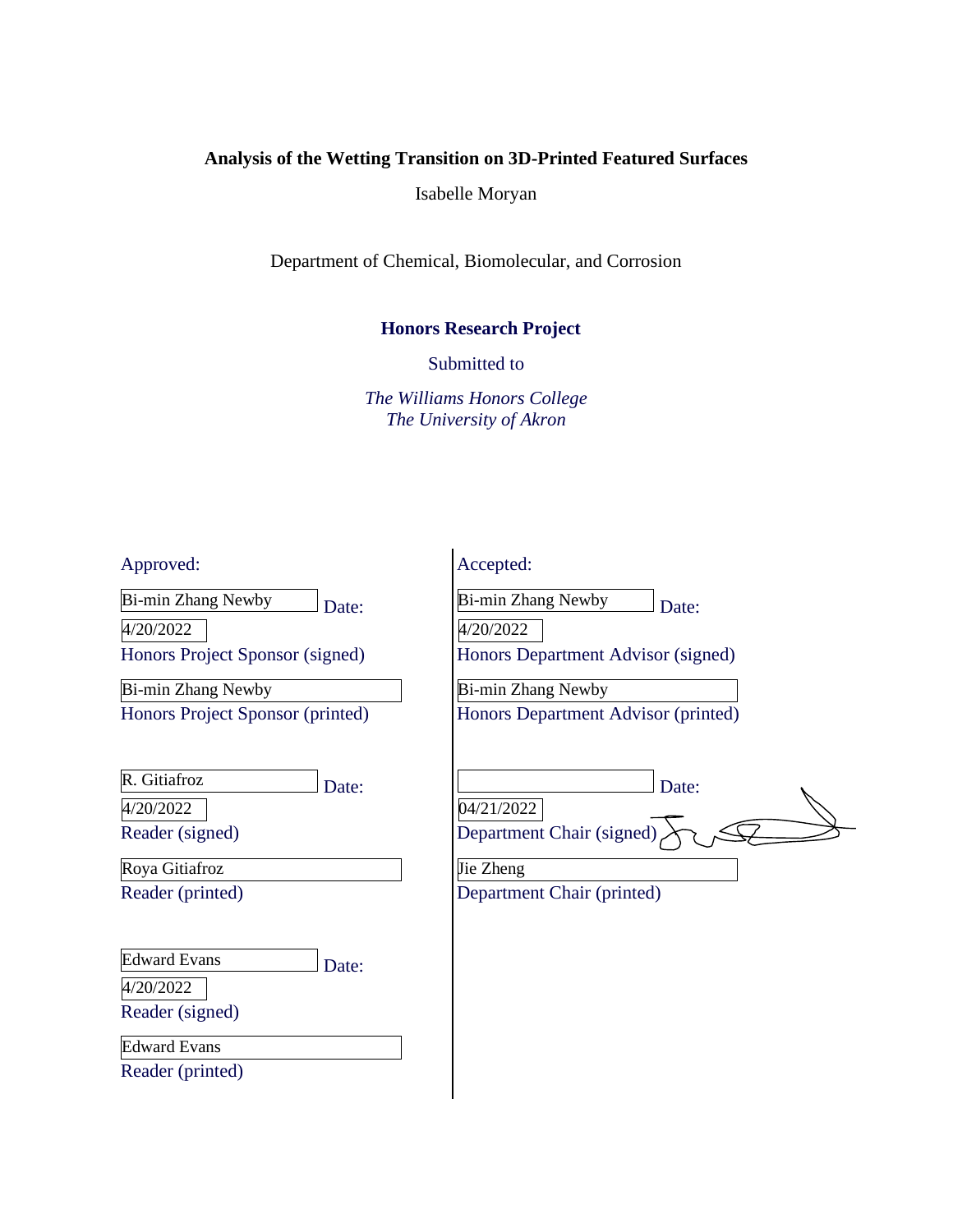**Analysis of the Wetting Transition on 3D-Printed Featured Surfaces**

Isabelle Moryan

Department of Chemical, Biomolecular, and Corrosion

**Honors Research Project**

Submitted to

*The Williams Honors College*
*The University of Akron*

Approved:

Bi-min Zhang Newby Date: 4/20/2022
Honors Project Sponsor (signed)

Bi-min Zhang Newby
Honors Project Sponsor (printed)

R. Gitiafroz Date: 4/20/2022
Reader (signed)

Roya Gitiafroz
Reader (printed)

Edward Evans Date: 4/20/2022
Reader (signed)

Edward Evans
Reader (printed)

Accepted:

Bi-min Zhang Newby Date: 4/20/2022
Honors Department Advisor (signed)

Bi-min Zhang Newby
Honors Department Advisor (printed)

Date: 04/21/2022
Department Chair (signed)

Jie Zheng
Department Chair (printed)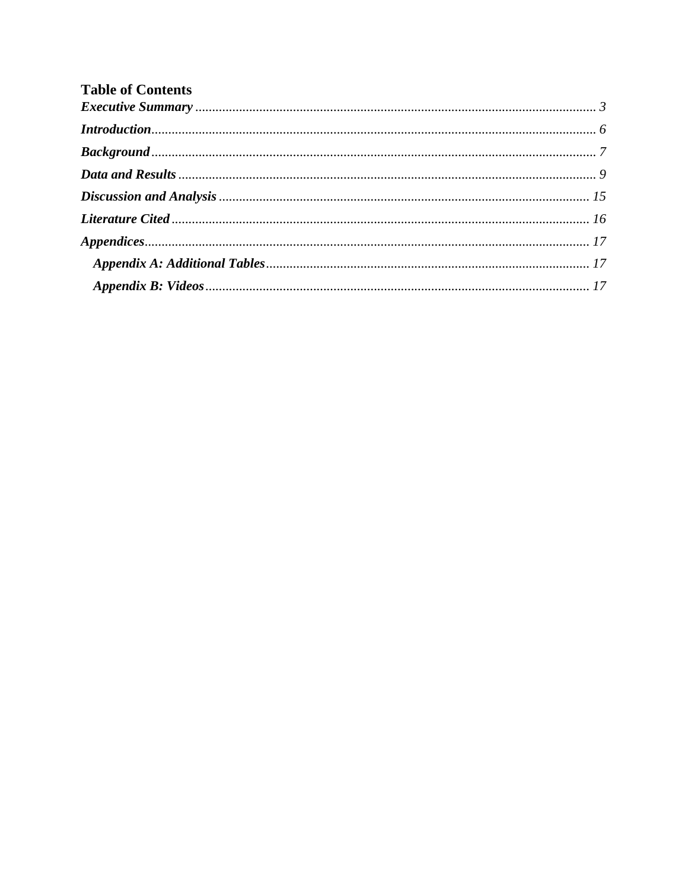# Table of Contents

***Executive Summary*** ...................................................................................................................... *3*

***Introduction***................................................................................................................................... *6*

***Background***.................................................................................................................................... *7*

***Data and Results*** ........................................................................................................................... *9*

***Discussion and Analysis*** ............................................................................................................. *15*

***Literature Cited*** ........................................................................................................................... *16*

***Appendices***................................................................................................................................... *17*

- ***Appendix A: Additional Tables*** ............................................................................................... *17*
- ***Appendix B: Videos*** ................................................................................................................. *17*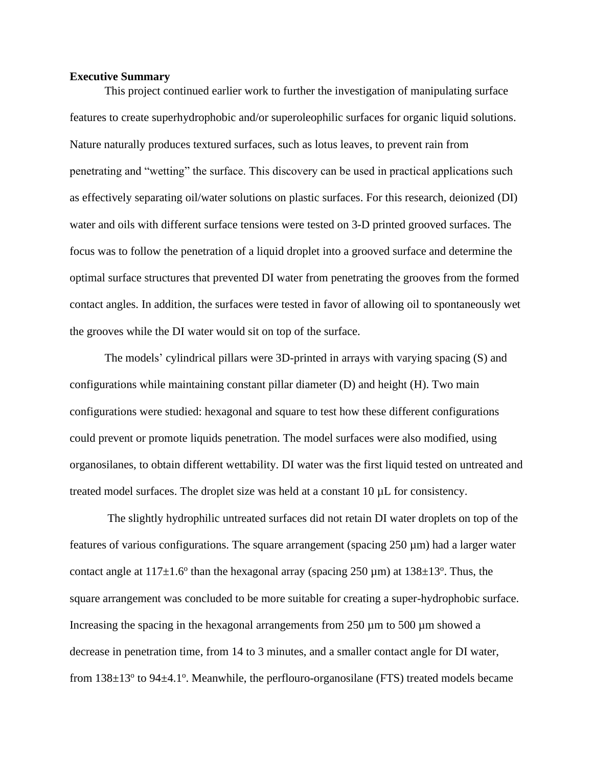**Executive Summary**

This project continued earlier work to further the investigation of manipulating surface features to create superhydrophobic and/or superoleophilic surfaces for organic liquid solutions. Nature naturally produces textured surfaces, such as lotus leaves, to prevent rain from penetrating and "wetting" the surface. This discovery can be used in practical applications such as effectively separating oil/water solutions on plastic surfaces. For this research, deionized (DI) water and oils with different surface tensions were tested on 3-D printed grooved surfaces. The focus was to follow the penetration of a liquid droplet into a grooved surface and determine the optimal surface structures that prevented DI water from penetrating the grooves from the formed contact angles. In addition, the surfaces were tested in favor of allowing oil to spontaneously wet the grooves while the DI water would sit on top of the surface.

The models' cylindrical pillars were 3D-printed in arrays with varying spacing (S) and configurations while maintaining constant pillar diameter (D) and height (H). Two main configurations were studied: hexagonal and square to test how these different configurations could prevent or promote liquids penetration. The model surfaces were also modified, using organosilanes, to obtain different wettability. DI water was the first liquid tested on untreated and treated model surfaces. The droplet size was held at a constant 10 µL for consistency.

The slightly hydrophilic untreated surfaces did not retain DI water droplets on top of the features of various configurations. The square arrangement (spacing 250 µm) had a larger water contact angle at $117 \pm 1.6^{o}$ than the hexagonal array (spacing 250 µm) at $138 \pm 13^{o}$. Thus, the square arrangement was concluded to be more suitable for creating a super-hydrophobic surface. Increasing the spacing in the hexagonal arrangements from 250 µm to 500 µm showed a decrease in penetration time, from 14 to 3 minutes, and a smaller contact angle for DI water, from $138 \pm 13^{o}$ to $94 \pm 4.1^{o}$. Meanwhile, the perflouro-organosilane (FTS) treated models became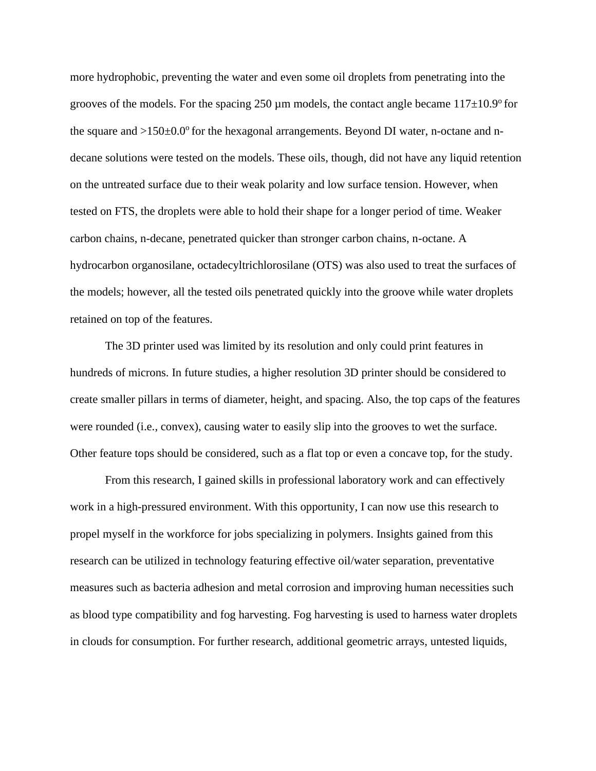more hydrophobic, preventing the water and even some oil droplets from penetrating into the grooves of the models. For the spacing 250 μm models, the contact angle became $117 \pm 10.9^{o}$ for the square and $>150 \pm 0.0^{o}$ for the hexagonal arrangements. Beyond DI water, n-octane and n-decane solutions were tested on the models. These oils, though, did not have any liquid retention on the untreated surface due to their weak polarity and low surface tension. However, when tested on FTS, the droplets were able to hold their shape for a longer period of time. Weaker carbon chains, n-decane, penetrated quicker than stronger carbon chains, n-octane. A hydrocarbon organosilane, octadecyltrichlorosilane (OTS) was also used to treat the surfaces of the models; however, all the tested oils penetrated quickly into the groove while water droplets retained on top of the features.

The 3D printer used was limited by its resolution and only could print features in hundreds of microns. In future studies, a higher resolution 3D printer should be considered to create smaller pillars in terms of diameter, height, and spacing. Also, the top caps of the features were rounded (i.e., convex), causing water to easily slip into the grooves to wet the surface. Other feature tops should be considered, such as a flat top or even a concave top, for the study.

From this research, I gained skills in professional laboratory work and can effectively work in a high-pressured environment. With this opportunity, I can now use this research to propel myself in the workforce for jobs specializing in polymers. Insights gained from this research can be utilized in technology featuring effective oil/water separation, preventative measures such as bacteria adhesion and metal corrosion and improving human necessities such as blood type compatibility and fog harvesting. Fog harvesting is used to harness water droplets in clouds for consumption. For further research, additional geometric arrays, untested liquids,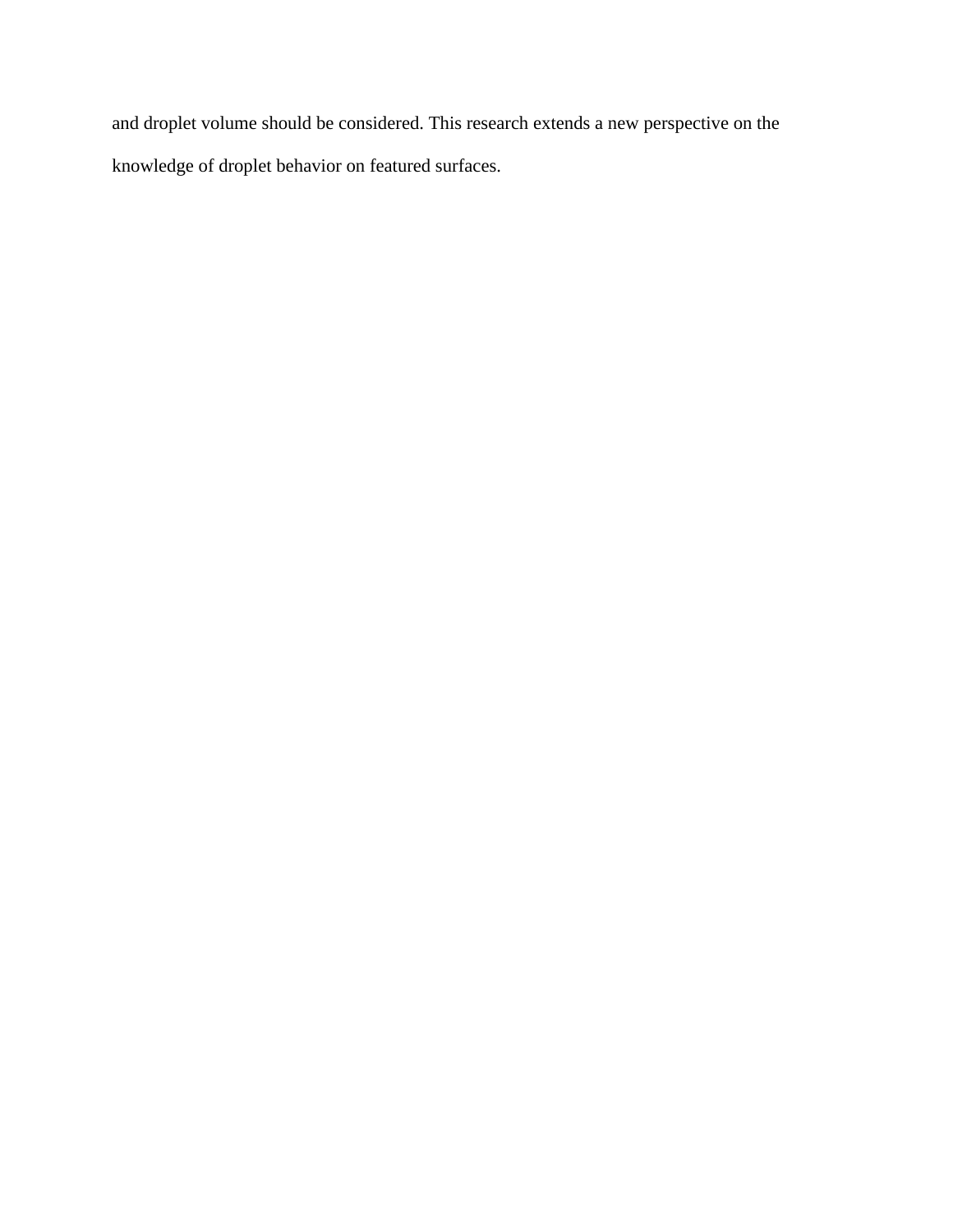and droplet volume should be considered. This research extends a new perspective on the knowledge of droplet behavior on featured surfaces.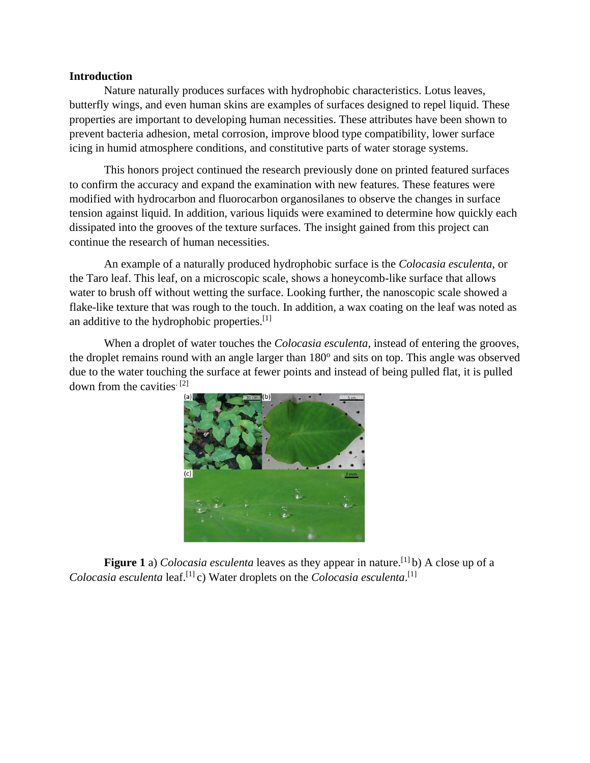## Introduction

Nature naturally produces surfaces with hydrophobic characteristics. Lotus leaves, butterfly wings, and even human skins are examples of surfaces designed to repel liquid. These properties are important to developing human necessities. These attributes have been shown to prevent bacteria adhesion, metal corrosion, improve blood type compatibility, lower surface icing in humid atmosphere conditions, and constitutive parts of water storage systems.

This honors project continued the research previously done on printed featured surfaces to confirm the accuracy and expand the examination with new features. These features were modified with hydrocarbon and fluorocarbon organosilanes to observe the changes in surface tension against liquid. In addition, various liquids were examined to determine how quickly each dissipated into the grooves of the texture surfaces. The insight gained from this project can continue the research of human necessities.

An example of a naturally produced hydrophobic surface is the *Colocasia esculenta*, or the Taro leaf. This leaf, on a microscopic scale, shows a honeycomb-like surface that allows water to brush off without wetting the surface. Looking further, the nanoscopic scale showed a flake-like texture that was rough to the touch. In addition, a wax coating on the leaf was noted as an additive to the hydrophobic properties.[1]

When a droplet of water touches the *Colocasia esculenta*, instead of entering the grooves, the droplet remains round with an angle larger than 180º and sits on top. This angle was observed due to the water touching the surface at fewer points and instead of being pulled flat, it is pulled down from the cavities.[2]

**Figure 1** a) *Colocasia esculenta* leaves as they appear in nature.[1] b) A close up of a *Colocasia esculenta* leaf.[1] c) Water droplets on the *Colocasia esculenta*.[1]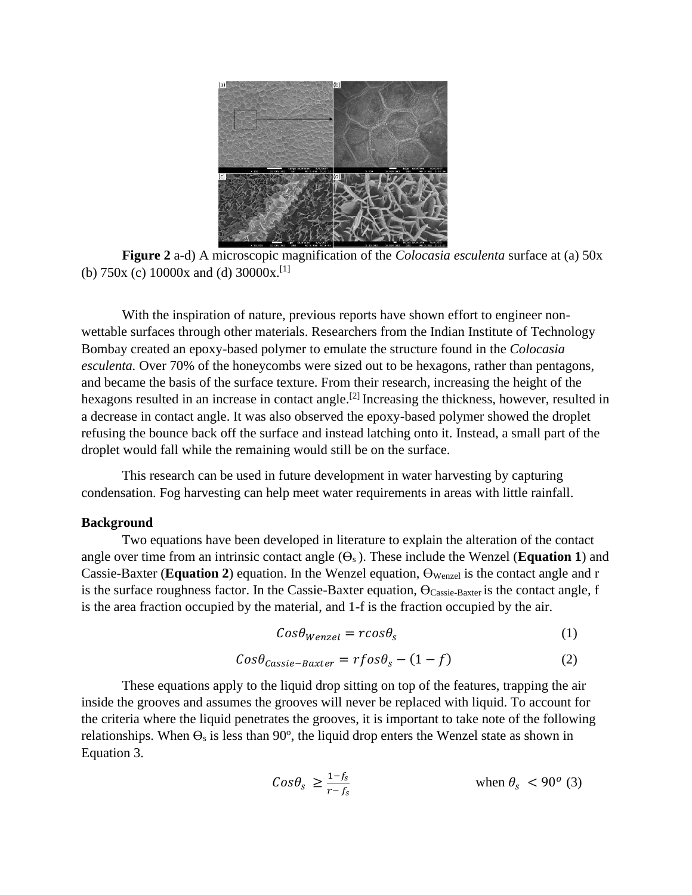**Figure 2** a-d) A microscopic magnification of the *Colocasia esculenta* surface at (a) 50x (b) 750x (c) 10000x and (d) 30000x.[1]

With the inspiration of nature, previous reports have shown effort to engineer non-wettable surfaces through other materials. Researchers from the Indian Institute of Technology Bombay created an epoxy-based polymer to emulate the structure found in the *Colocasia esculenta.* Over 70% of the honeycombs were sized out to be hexagons, rather than pentagons, and became the basis of the surface texture. From their research, increasing the height of the hexagons resulted in an increase in contact angle.[2] Increasing the thickness, however, resulted in a decrease in contact angle. It was also observed the epoxy-based polymer showed the droplet refusing the bounce back off the surface and instead latching onto it. Instead, a small part of the droplet would fall while the remaining would still be on the surface.

This research can be used in future development in water harvesting by capturing condensation. Fog harvesting can help meet water requirements in areas with little rainfall.

**Background**

Two equations have been developed in literature to explain the alteration of the contact angle over time from an intrinsic contact angle ($\Theta_s$ ). These include the Wenzel (**Equation 1**) and Cassie-Baxter (**Equation 2**) equation. In the Wenzel equation, $\Theta_{Wenzel}$ is the contact angle and r is the surface roughness factor. In the Cassie-Baxter equation, $\Theta_{Cassie\text{-}Baxter}$ is the contact angle, f is the area fraction occupied by the material, and 1-f is the fraction occupied by the air.

$$Cos\theta_{Wenzel} = rcos\theta_s \quad (1)$$

$$Cos\theta_{Cassie-Baxter} = rfos\theta_s - (1 - f) \quad (2)$$

These equations apply to the liquid drop sitting on top of the features, trapping the air inside the grooves and assumes the grooves will never be replaced with liquid. To account for the criteria where the liquid penetrates the grooves, it is important to take note of the following relationships. When $\Theta_s$ is less than 90°, the liquid drop enters the Wenzel state as shown in Equation 3.

$$Cos\theta_s \geq \frac{1-f_s}{r-f_s} \qquad \text{when } \theta_s < 90^o \quad (3)$$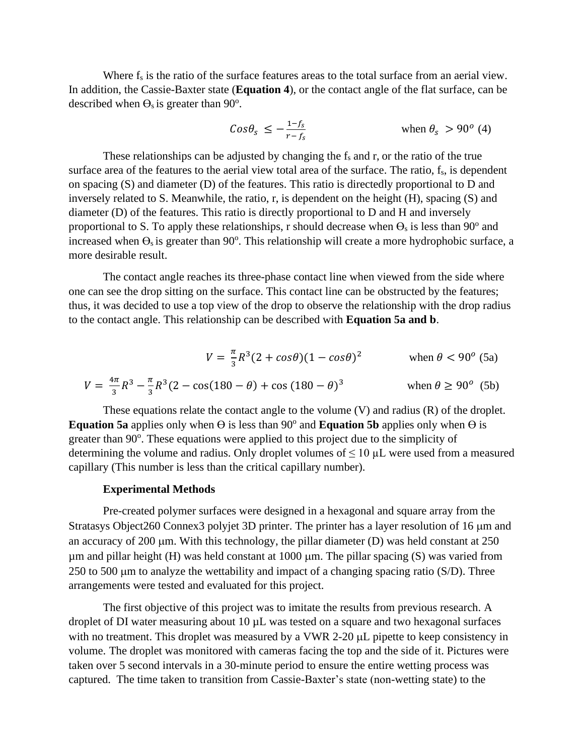Where $f_s$ is the ratio of the surface features areas to the total surface from an aerial view. In addition, the Cassie-Baxter state (**Equation 4**), or the contact angle of the flat surface, can be described when $\Theta_s$ is greater than 90°.

$$Cos\theta_s \leq -\frac{1-f_s}{r-f_s} \qquad \text{when } \theta_s > 90^o \text{ (4)}$$

These relationships can be adjusted by changing the $f_s$ and r, or the ratio of the true surface area of the features to the aerial view total area of the surface. The ratio, $f_s$, is dependent on spacing (S) and diameter (D) of the features. This ratio is directedly proportional to D and inversely related to S. Meanwhile, the ratio, r, is dependent on the height (H), spacing (S) and diameter (D) of the features. This ratio is directly proportional to D and H and inversely proportional to S. To apply these relationships, r should decrease when $\Theta_s$ is less than 90° and increased when $\Theta_s$ is greater than 90°. This relationship will create a more hydrophobic surface, a more desirable result.

The contact angle reaches its three-phase contact line when viewed from the side where one can see the drop sitting on the surface. This contact line can be obstructed by the features; thus, it was decided to use a top view of the drop to observe the relationship with the drop radius to the contact angle. This relationship can be described with **Equation 5a and b**.

$$V = \frac{\pi}{3}R^3(2 + cos\theta)(1 - cos\theta)^2 \qquad \text{when } \theta < 90^o \text{ (5a)}$$

$$V = \frac{4\pi}{3}R^3 - \frac{\pi}{3}R^3(2 - \cos(180 - \theta) + \cos(180 - \theta)^3 \qquad \text{when } \theta \geq 90^o \text{ (5b)}$$

These equations relate the contact angle to the volume (V) and radius (R) of the droplet. **Equation 5a** applies only when Θ is less than 90° and **Equation 5b** applies only when Θ is greater than 90°. These equations were applied to this project due to the simplicity of determining the volume and radius. Only droplet volumes of ≤ 10 μL were used from a measured capillary (This number is less than the critical capillary number).

**Experimental Methods**

Pre-created polymer surfaces were designed in a hexagonal and square array from the Stratasys Object260 Connex3 polyjet 3D printer. The printer has a layer resolution of 16 μm and an accuracy of 200 μm. With this technology, the pillar diameter (D) was held constant at 250 μm and pillar height (H) was held constant at 1000 μm. The pillar spacing (S) was varied from 250 to 500 μm to analyze the wettability and impact of a changing spacing ratio (S/D). Three arrangements were tested and evaluated for this project.

The first objective of this project was to imitate the results from previous research. A droplet of DI water measuring about 10 μL was tested on a square and two hexagonal surfaces with no treatment. This droplet was measured by a VWR 2-20 μL pipette to keep consistency in volume. The droplet was monitored with cameras facing the top and the side of it. Pictures were taken over 5 second intervals in a 30-minute period to ensure the entire wetting process was captured. The time taken to transition from Cassie-Baxter's state (non-wetting state) to the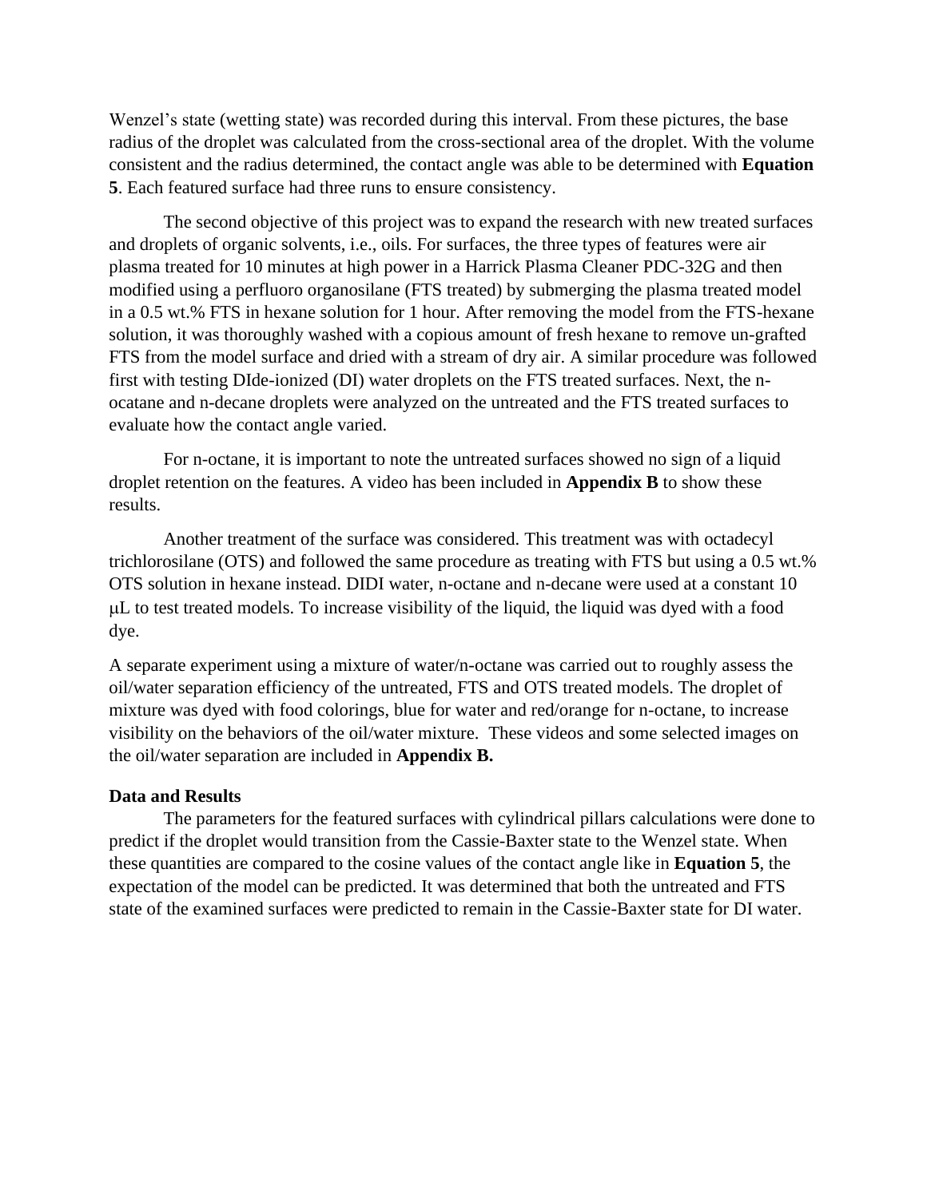Wenzel's state (wetting state) was recorded during this interval. From these pictures, the base radius of the droplet was calculated from the cross-sectional area of the droplet. With the volume consistent and the radius determined, the contact angle was able to be determined with **Equation 5**. Each featured surface had three runs to ensure consistency.

The second objective of this project was to expand the research with new treated surfaces and droplets of organic solvents, i.e., oils. For surfaces, the three types of features were air plasma treated for 10 minutes at high power in a Harrick Plasma Cleaner PDC-32G and then modified using a perfluoro organosilane (FTS treated) by submerging the plasma treated model in a 0.5 wt.% FTS in hexane solution for 1 hour. After removing the model from the FTS-hexane solution, it was thoroughly washed with a copious amount of fresh hexane to remove un-grafted FTS from the model surface and dried with a stream of dry air. A similar procedure was followed first with testing DIde-ionized (DI) water droplets on the FTS treated surfaces. Next, the n-ocatane and n-decane droplets were analyzed on the untreated and the FTS treated surfaces to evaluate how the contact angle varied.

For n-octane, it is important to note the untreated surfaces showed no sign of a liquid droplet retention on the features. A video has been included in **Appendix B** to show these results.

Another treatment of the surface was considered. This treatment was with octadecyl trichlorosilane (OTS) and followed the same procedure as treating with FTS but using a 0.5 wt.% OTS solution in hexane instead. DIDI water, n-octane and n-decane were used at a constant 10 μL to test treated models. To increase visibility of the liquid, the liquid was dyed with a food dye.

A separate experiment using a mixture of water/n-octane was carried out to roughly assess the oil/water separation efficiency of the untreated, FTS and OTS treated models. The droplet of mixture was dyed with food colorings, blue for water and red/orange for n-octane, to increase visibility on the behaviors of the oil/water mixture. These videos and some selected images on the oil/water separation are included in **Appendix B.**

**Data and Results**

The parameters for the featured surfaces with cylindrical pillars calculations were done to predict if the droplet would transition from the Cassie-Baxter state to the Wenzel state. When these quantities are compared to the cosine values of the contact angle like in **Equation 5**, the expectation of the model can be predicted. It was determined that both the untreated and FTS state of the examined surfaces were predicted to remain in the Cassie-Baxter state for DI water.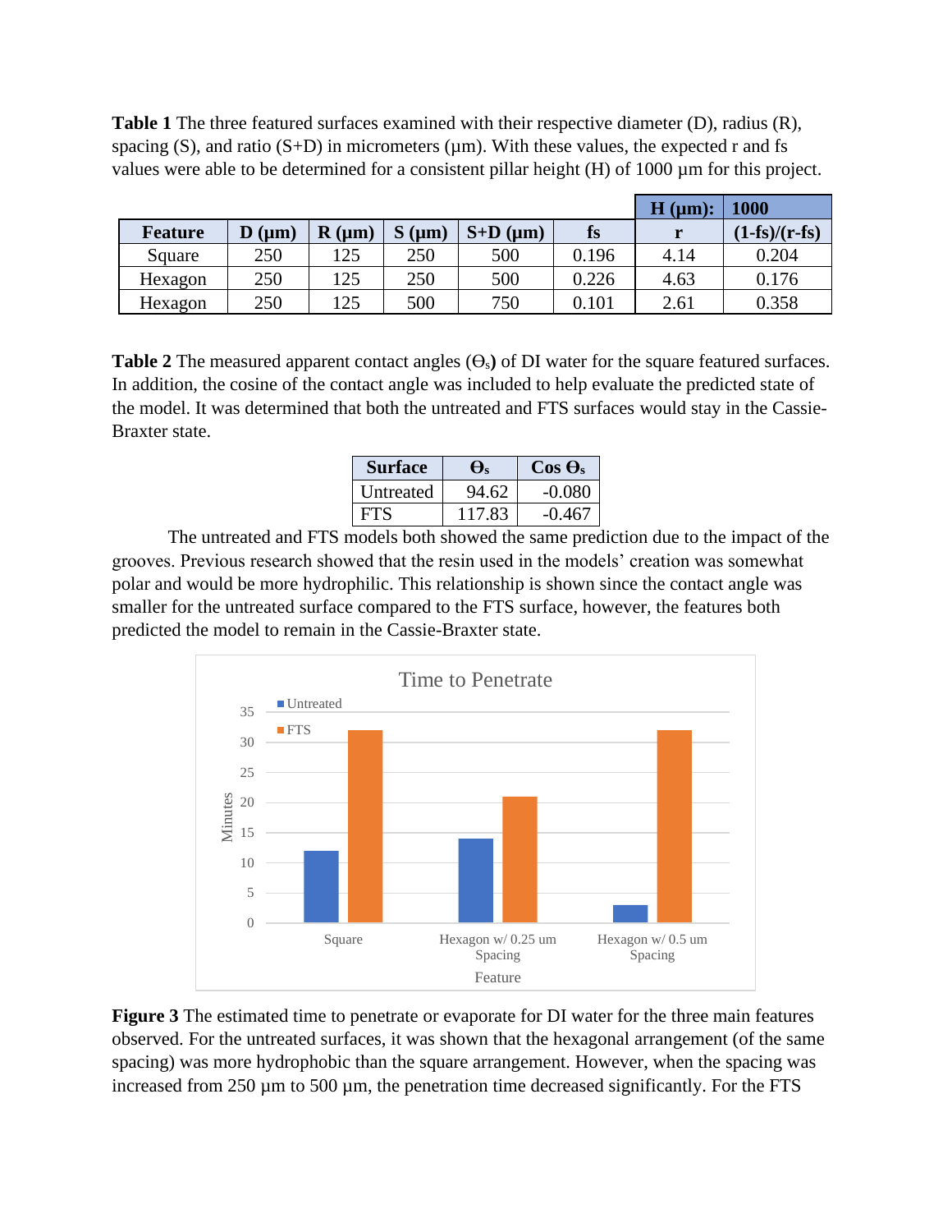**Table 1** The three featured surfaces examined with their respective diameter (D), radius (R), spacing (S), and ratio (S+D) in micrometers (μm). With these values, the expected r and fs values were able to be determined for a consistent pillar height (H) of 1000 μm for this project.

| | | | | | | H (μm): | 1000 |
|---|---|---|---|---|---|---|---|
| **Feature** | **D (μm)** | **R (μm)** | **S (μm)** | **S+D (μm)** | **fs** | **r** | **(1-fs)/(r-fs)** |
| Square | 250 | 125 | 250 | 500 | 0.196 | 4.14 | 0.204 |
| Hexagon | 250 | 125 | 250 | 500 | 0.226 | 4.63 | 0.176 |
| Hexagon | 250 | 125 | 500 | 750 | 0.101 | 2.61 | 0.358 |

**Table 2** The measured apparent contact angles ($\Theta_s$) of DI water for the square featured surfaces. In addition, the cosine of the contact angle was included to help evaluate the predicted state of the model. It was determined that both the untreated and FTS surfaces would stay in the Cassie-Braxter state.

| Surface | $\Theta_s$ | Cos $\Theta_s$ |
|---|---|---|
| Untreated | 94.62 | -0.080 |
| FTS | 117.83 | -0.467 |

The untreated and FTS models both showed the same prediction due to the impact of the grooves. Previous research showed that the resin used in the models' creation was somewhat polar and would be more hydrophilic. This relationship is shown since the contact angle was smaller for the untreated surface compared to the FTS surface, however, the features both predicted the model to remain in the Cassie-Braxter state.

**Figure 3** The estimated time to penetrate or evaporate for DI water for the three main features observed. For the untreated surfaces, it was shown that the hexagonal arrangement (of the same spacing) was more hydrophobic than the square arrangement. However, when the spacing was increased from 250 μm to 500 μm, the penetration time decreased significantly. For the FTS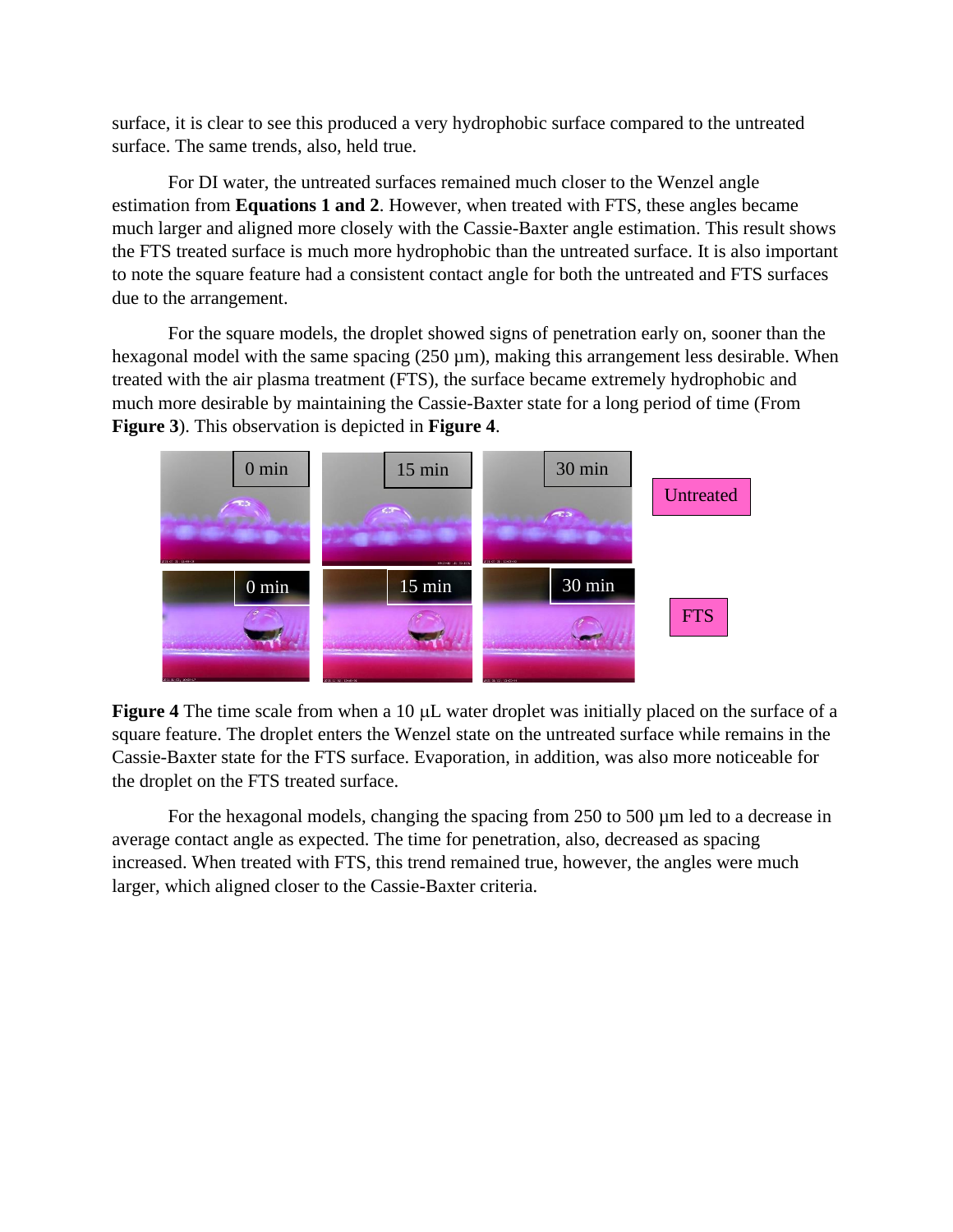surface, it is clear to see this produced a very hydrophobic surface compared to the untreated surface. The same trends, also, held true.

For DI water, the untreated surfaces remained much closer to the Wenzel angle estimation from **Equations 1 and 2**. However, when treated with FTS, these angles became much larger and aligned more closely with the Cassie-Baxter angle estimation. This result shows the FTS treated surface is much more hydrophobic than the untreated surface. It is also important to note the square feature had a consistent contact angle for both the untreated and FTS surfaces due to the arrangement.

For the square models, the droplet showed signs of penetration early on, sooner than the hexagonal model with the same spacing (250 μm), making this arrangement less desirable. When treated with the air plasma treatment (FTS), the surface became extremely hydrophobic and much more desirable by maintaining the Cassie-Baxter state for a long period of time (From **Figure 3**). This observation is depicted in **Figure 4**.

**Figure 4** The time scale from when a 10 μL water droplet was initially placed on the surface of a square feature. The droplet enters the Wenzel state on the untreated surface while remains in the Cassie-Baxter state for the FTS surface. Evaporation, in addition, was also more noticeable for the droplet on the FTS treated surface.

For the hexagonal models, changing the spacing from 250 to 500 μm led to a decrease in average contact angle as expected. The time for penetration, also, decreased as spacing increased. When treated with FTS, this trend remained true, however, the angles were much larger, which aligned closer to the Cassie-Baxter criteria.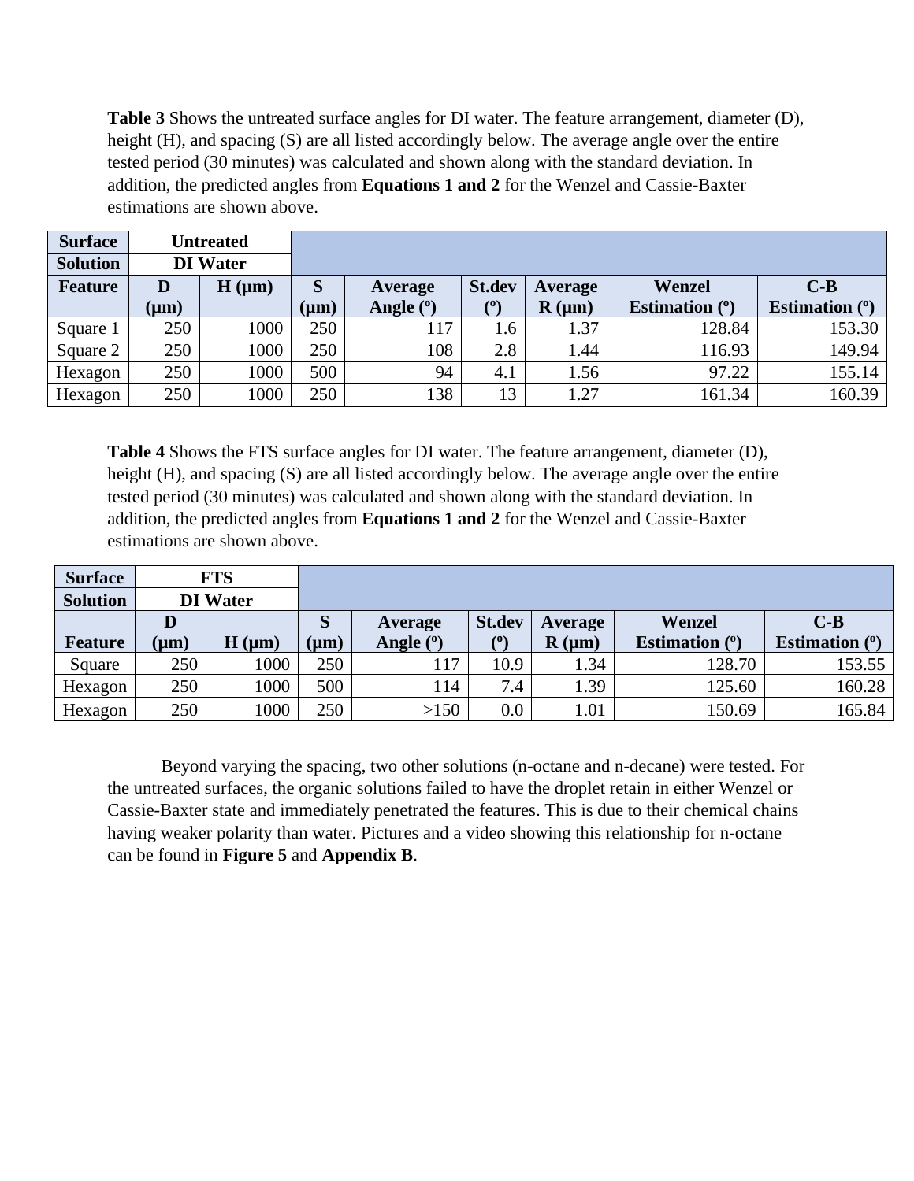**Table 3** Shows the untreated surface angles for DI water. The feature arrangement, diameter (D), height (H), and spacing (S) are all listed accordingly below. The average angle over the entire tested period (30 minutes) was calculated and shown along with the standard deviation. In addition, the predicted angles from **Equations 1 and 2** for the Wenzel and Cassie-Baxter estimations are shown above.

| **Surface** | **Untreated** | | | | | | | |
|---|---|---|---|---|---|---|---|---|
| **Solution** | **DI Water** | | | | | | | |
| **Feature** | **D (μm)** | **H (μm)** | **S (μm)** | **Average Angle (º)** | **St.dev (º)** | **Average R (μm)** | **Wenzel Estimation (º)** | **C-B Estimation (º)** |
| Square 1 | 250 | 1000 | 250 | 117 | 1.6 | 1.37 | 128.84 | 153.30 |
| Square 2 | 250 | 1000 | 250 | 108 | 2.8 | 1.44 | 116.93 | 149.94 |
| Hexagon | 250 | 1000 | 500 | 94 | 4.1 | 1.56 | 97.22 | 155.14 |
| Hexagon | 250 | 1000 | 250 | 138 | 13 | 1.27 | 161.34 | 160.39 |

**Table 4** Shows the FTS surface angles for DI water. The feature arrangement, diameter (D), height (H), and spacing (S) are all listed accordingly below. The average angle over the entire tested period (30 minutes) was calculated and shown along with the standard deviation. In addition, the predicted angles from **Equations 1 and 2** for the Wenzel and Cassie-Baxter estimations are shown above.

| **Surface** | **FTS** | | | | | | | |
|---|---|---|---|---|---|---|---|---|
| **Solution** | **DI Water** | | | | | | | |
| **Feature** | **D (μm)** | **H (μm)** | **S (μm)** | **Average Angle (º)** | **St.dev (º)** | **Average R (μm)** | **Wenzel Estimation (º)** | **C-B Estimation (º)** |
| Square | 250 | 1000 | 250 | 117 | 10.9 | 1.34 | 128.70 | 153.55 |
| Hexagon | 250 | 1000 | 500 | 114 | 7.4 | 1.39 | 125.60 | 160.28 |
| Hexagon | 250 | 1000 | 250 | >150 | 0.0 | 1.01 | 150.69 | 165.84 |

Beyond varying the spacing, two other solutions (n-octane and n-decane) were tested. For the untreated surfaces, the organic solutions failed to have the droplet retain in either Wenzel or Cassie-Baxter state and immediately penetrated the features. This is due to their chemical chains having weaker polarity than water. Pictures and a video showing this relationship for n-octane can be found in **Figure 5** and **Appendix B**.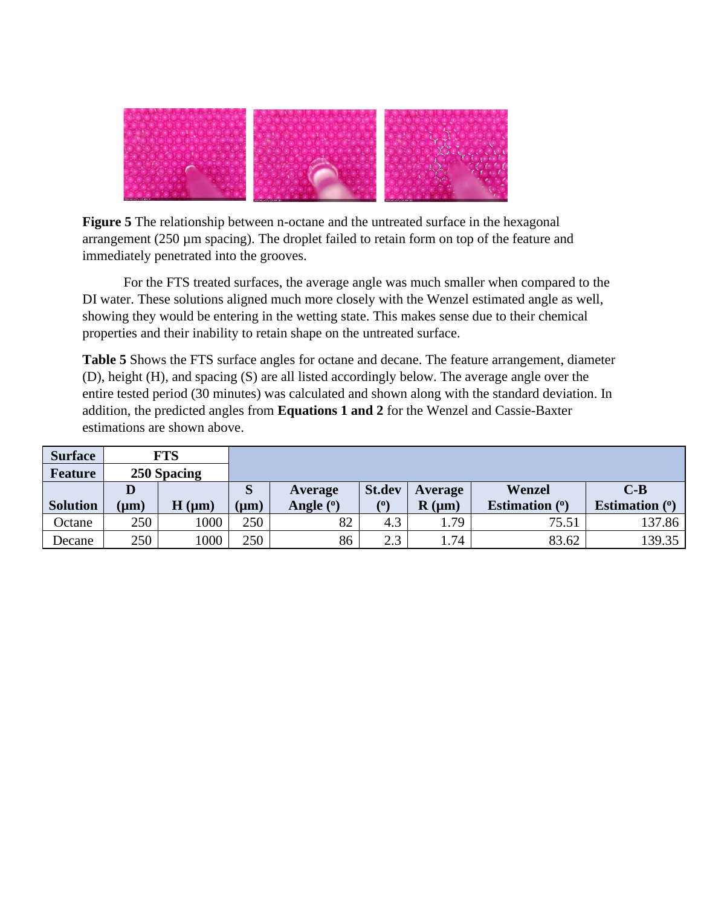**Figure 5** The relationship between n-octane and the untreated surface in the hexagonal arrangement (250 µm spacing). The droplet failed to retain form on top of the feature and immediately penetrated into the grooves.

For the FTS treated surfaces, the average angle was much smaller when compared to the DI water. These solutions aligned much more closely with the Wenzel estimated angle as well, showing they would be entering in the wetting state. This makes sense due to their chemical properties and their inability to retain shape on the untreated surface.

**Table 5** Shows the FTS surface angles for octane and decane. The feature arrangement, diameter (D), height (H), and spacing (S) are all listed accordingly below. The average angle over the entire tested period (30 minutes) was calculated and shown along with the standard deviation. In addition, the predicted angles from **Equations 1 and 2** for the Wenzel and Cassie-Baxter estimations are shown above.

| **Surface** | **FTS** | | | | | | | |
|---|---|---|---|---|---|---|---|---|
| **Feature** | **250 Spacing** | | | | | | | |
| **Solution** | **D (µm)** | **H (µm)** | **S (µm)** | **Average Angle (º)** | **St.dev (º)** | **Average R (µm)** | **Wenzel Estimation (º)** | **C-B Estimation (º)** |
| Octane | 250 | 1000 | 250 | 82 | 4.3 | 1.79 | 75.51 | 137.86 |
| Decane | 250 | 1000 | 250 | 86 | 2.3 | 1.74 | 83.62 | 139.35 |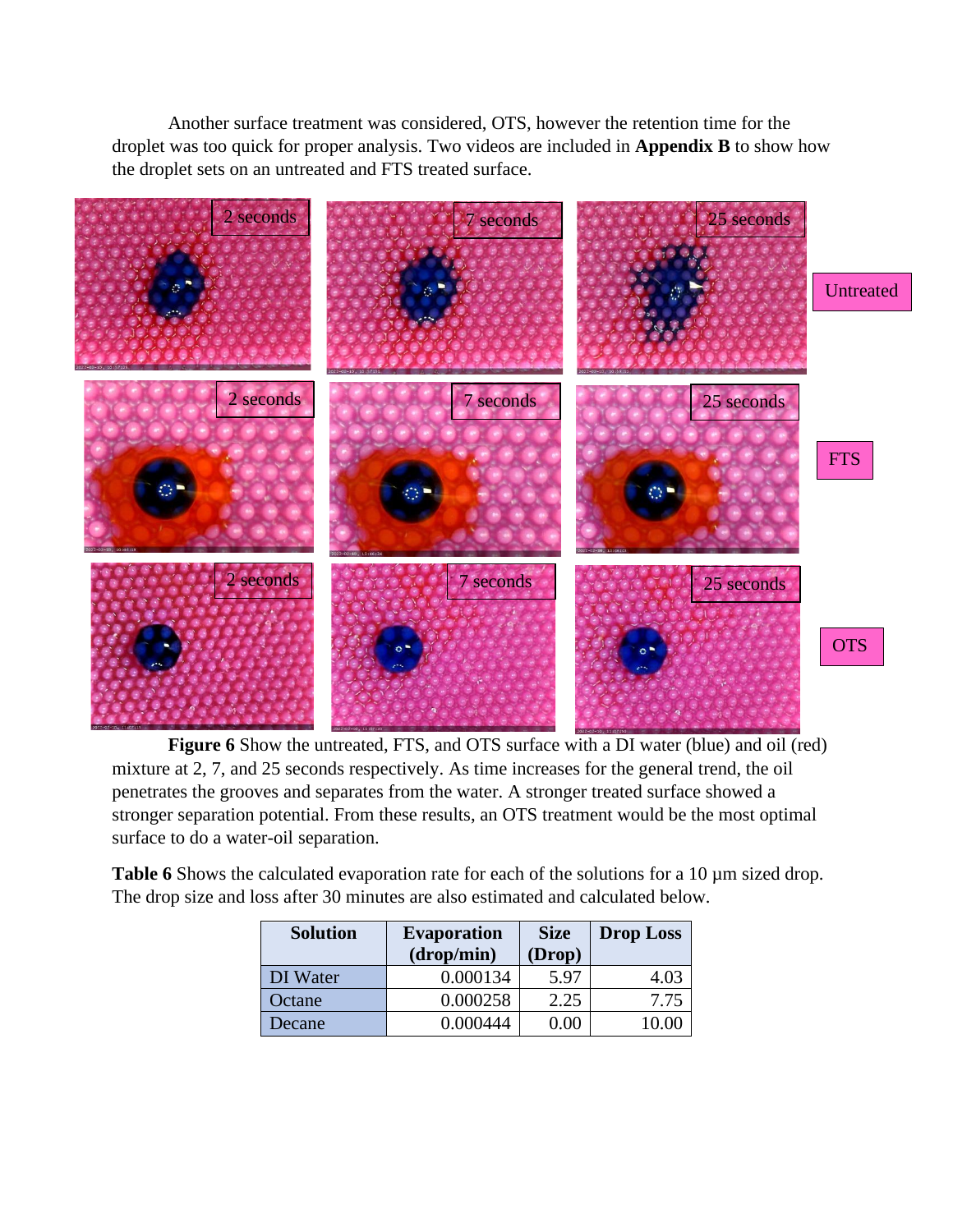Another surface treatment was considered, OTS, however the retention time for the droplet was too quick for proper analysis. Two videos are included in **Appendix B** to show how the droplet sets on an untreated and FTS treated surface.

**Figure 6** Show the untreated, FTS, and OTS surface with a DI water (blue) and oil (red) mixture at 2, 7, and 25 seconds respectively. As time increases for the general trend, the oil penetrates the grooves and separates from the water. A stronger treated surface showed a stronger separation potential. From these results, an OTS treatment would be the most optimal surface to do a water-oil separation.

**Table 6** Shows the calculated evaporation rate for each of the solutions for a 10 µm sized drop. The drop size and loss after 30 minutes are also estimated and calculated below.

| Solution | Evaporation (drop/min) | Size (Drop) | Drop Loss |
|---|---|---|---|
| DI Water | 0.000134 | 5.97 | 4.03 |
| Octane | 0.000258 | 2.25 | 7.75 |
| Decane | 0.000444 | 0.00 | 10.00 |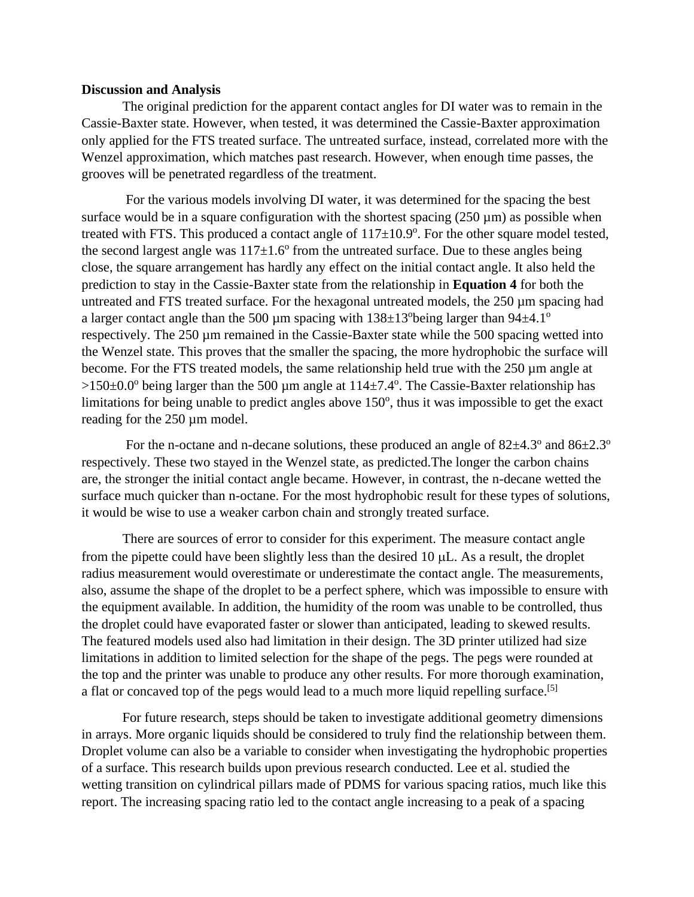**Discussion and Analysis**

The original prediction for the apparent contact angles for DI water was to remain in the Cassie-Baxter state. However, when tested, it was determined the Cassie-Baxter approximation only applied for the FTS treated surface. The untreated surface, instead, correlated more with the Wenzel approximation, which matches past research. However, when enough time passes, the grooves will be penetrated regardless of the treatment.

For the various models involving DI water, it was determined for the spacing the best surface would be in a square configuration with the shortest spacing (250 µm) as possible when treated with FTS. This produced a contact angle of $117\pm10.9^o$. For the other square model tested, the second largest angle was $117\pm1.6^o$ from the untreated surface. Due to these angles being close, the square arrangement has hardly any effect on the initial contact angle. It also held the prediction to stay in the Cassie-Baxter state from the relationship in **Equation 4** for both the untreated and FTS treated surface. For the hexagonal untreated models, the 250 µm spacing had a larger contact angle than the 500 µm spacing with $138\pm13^o$being larger than $94\pm4.1^o$ respectively. The 250 µm remained in the Cassie-Baxter state while the 500 spacing wetted into the Wenzel state. This proves that the smaller the spacing, the more hydrophobic the surface will become. For the FTS treated models, the same relationship held true with the 250 µm angle at $>150\pm0.0^o$ being larger than the 500 µm angle at $114\pm7.4^o$. The Cassie-Baxter relationship has limitations for being unable to predict angles above $150^o$, thus it was impossible to get the exact reading for the 250 µm model.

For the n-octane and n-decane solutions, these produced an angle of $82\pm4.3^o$ and $86\pm2.3^o$ respectively. These two stayed in the Wenzel state, as predicted.The longer the carbon chains are, the stronger the initial contact angle became. However, in contrast, the n-decane wetted the surface much quicker than n-octane. For the most hydrophobic result for these types of solutions, it would be wise to use a weaker carbon chain and strongly treated surface.

There are sources of error to consider for this experiment. The measure contact angle from the pipette could have been slightly less than the desired 10 µL. As a result, the droplet radius measurement would overestimate or underestimate the contact angle. The measurements, also, assume the shape of the droplet to be a perfect sphere, which was impossible to ensure with the equipment available. In addition, the humidity of the room was unable to be controlled, thus the droplet could have evaporated faster or slower than anticipated, leading to skewed results. The featured models used also had limitation in their design. The 3D printer utilized had size limitations in addition to limited selection for the shape of the pegs. The pegs were rounded at the top and the printer was unable to produce any other results. For more thorough examination, a flat or concaved top of the pegs would lead to a much more liquid repelling surface.[5]

For future research, steps should be taken to investigate additional geometry dimensions in arrays. More organic liquids should be considered to truly find the relationship between them. Droplet volume can also be a variable to consider when investigating the hydrophobic properties of a surface. This research builds upon previous research conducted. Lee et al. studied the wetting transition on cylindrical pillars made of PDMS for various spacing ratios, much like this report. The increasing spacing ratio led to the contact angle increasing to a peak of a spacing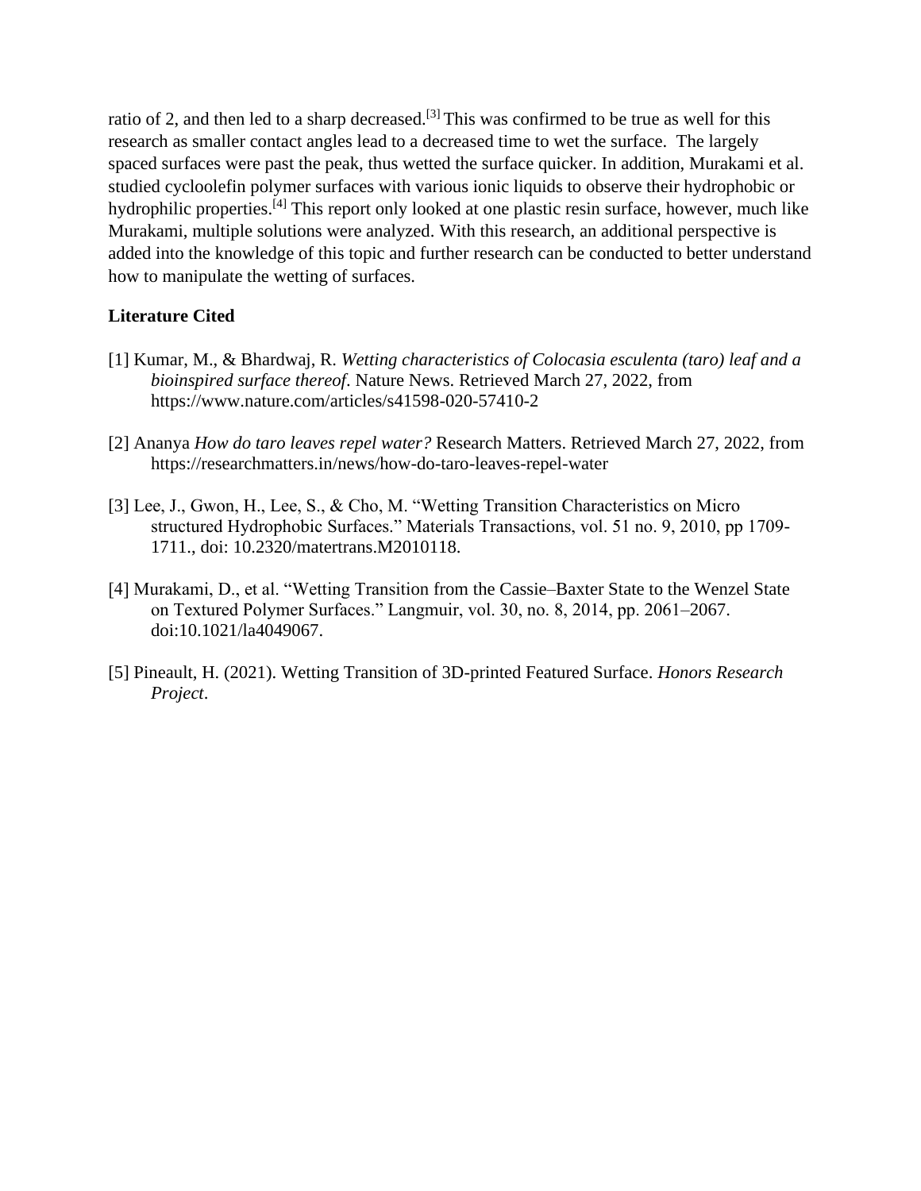ratio of 2, and then led to a sharp decreased.[3] This was confirmed to be true as well for this research as smaller contact angles lead to a decreased time to wet the surface. The largely spaced surfaces were past the peak, thus wetted the surface quicker. In addition, Murakami et al. studied cycloolefin polymer surfaces with various ionic liquids to observe their hydrophobic or hydrophilic properties.[4] This report only looked at one plastic resin surface, however, much like Murakami, multiple solutions were analyzed. With this research, an additional perspective is added into the knowledge of this topic and further research can be conducted to better understand how to manipulate the wetting of surfaces.

**Literature Cited**

[1] Kumar, M., & Bhardwaj, R. *Wetting characteristics of Colocasia esculenta (taro) leaf and a bioinspired surface thereof*. Nature News. Retrieved March 27, 2022, from https://www.nature.com/articles/s41598-020-57410-2

[2] Ananya *How do taro leaves repel water?* Research Matters. Retrieved March 27, 2022, from https://researchmatters.in/news/how-do-taro-leaves-repel-water

[3] Lee, J., Gwon, H., Lee, S., & Cho, M. "Wetting Transition Characteristics on Micro structured Hydrophobic Surfaces." Materials Transactions, vol. 51 no. 9, 2010, pp 1709-1711., doi: 10.2320/matertrans.M2010118.

[4] Murakami, D., et al. "Wetting Transition from the Cassie–Baxter State to the Wenzel State on Textured Polymer Surfaces." Langmuir, vol. 30, no. 8, 2014, pp. 2061–2067. doi:10.1021/la4049067.

[5] Pineault, H. (2021). Wetting Transition of 3D-printed Featured Surface. *Honors Research Project*.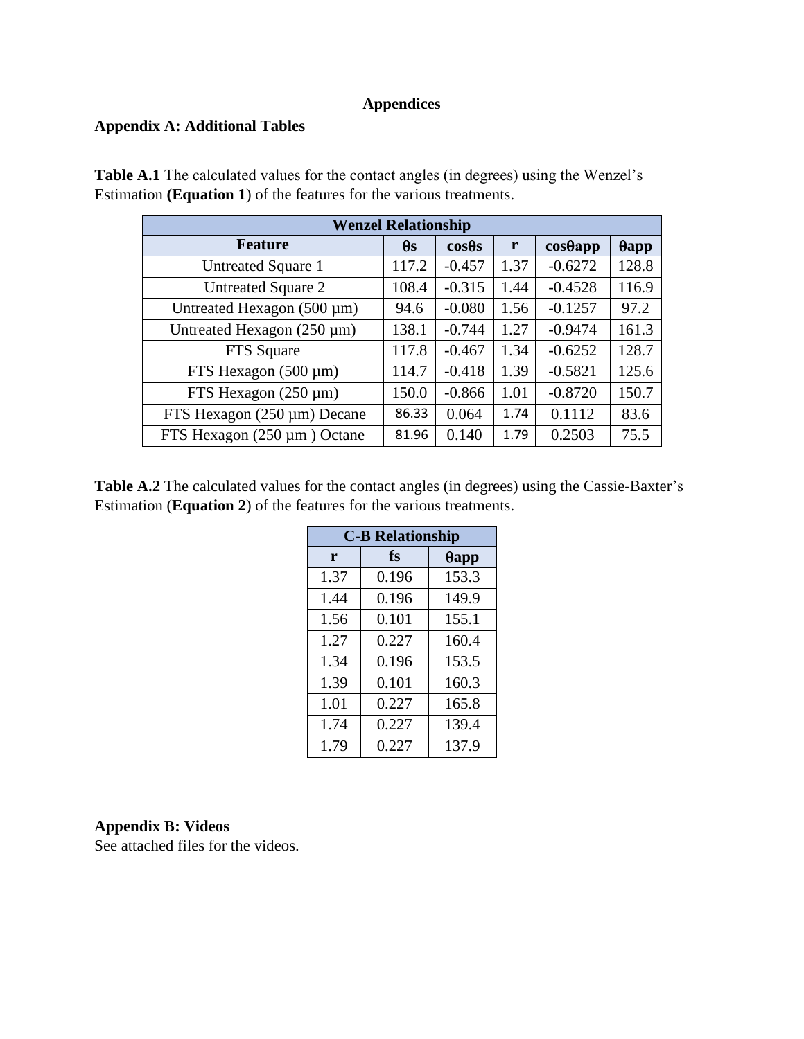# Appendices

## Appendix A: Additional Tables

**Table A.1** The calculated values for the contact angles (in degrees) using the Wenzel's Estimation **(Equation 1**) of the features for the various treatments.

| Wenzel Relationship | | | | | |
|---|---|---|---|---|---|
| **Feature** | **θs** | **cosθs** | **r** | **cosθapp** | **θapp** |
| Untreated Square 1 | 117.2 | -0.457 | 1.37 | -0.6272 | 128.8 |
| Untreated Square 2 | 108.4 | -0.315 | 1.44 | -0.4528 | 116.9 |
| Untreated Hexagon (500 µm) | 94.6 | -0.080 | 1.56 | -0.1257 | 97.2 |
| Untreated Hexagon (250 µm) | 138.1 | -0.744 | 1.27 | -0.9474 | 161.3 |
| FTS Square | 117.8 | -0.467 | 1.34 | -0.6252 | 128.7 |
| FTS Hexagon (500 µm) | 114.7 | -0.418 | 1.39 | -0.5821 | 125.6 |
| FTS Hexagon (250 µm) | 150.0 | -0.866 | 1.01 | -0.8720 | 150.7 |
| FTS Hexagon (250 µm) Decane | 86.33 | 0.064 | 1.74 | 0.1112 | 83.6 |
| FTS Hexagon (250 µm ) Octane | 81.96 | 0.140 | 1.79 | 0.2503 | 75.5 |

**Table A.2** The calculated values for the contact angles (in degrees) using the Cassie-Baxter's Estimation (**Equation 2**) of the features for the various treatments.

| C-B Relationship | | |
|---|---|---|
| **r** | **fs** | **θapp** |
| 1.37 | 0.196 | 153.3 |
| 1.44 | 0.196 | 149.9 |
| 1.56 | 0.101 | 155.1 |
| 1.27 | 0.227 | 160.4 |
| 1.34 | 0.196 | 153.5 |
| 1.39 | 0.101 | 160.3 |
| 1.01 | 0.227 | 165.8 |
| 1.74 | 0.227 | 139.4 |
| 1.79 | 0.227 | 137.9 |

## Appendix B: Videos

See attached files for the videos.